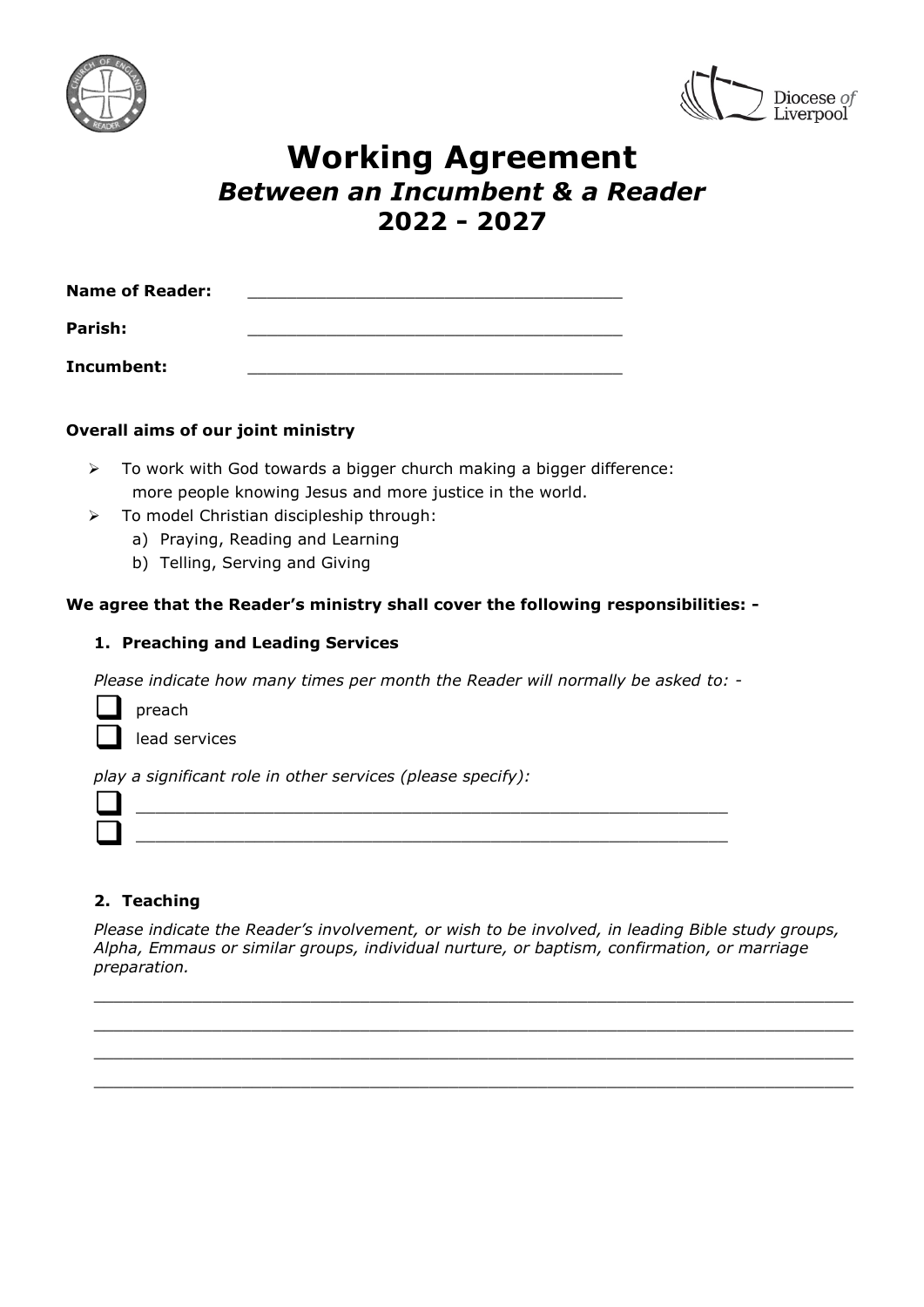# Working Agreement

## *Between an Incumbent & a Reader*

## 2022 - 2027

**Name of Reader:** ____________________________________

**Parish:** ____________________________________

**Incumbent:** ____________________________________

**Overall aims of our joint ministry**

- To work with God towards a bigger church making a bigger difference: more people knowing Jesus and more justice in the world.
- To model Christian discipleship through:
  a) Praying, Reading and Learning
  b) Telling, Serving and Giving

**We agree that the Reader's ministry shall cover the following responsibilities: -**

**1. Preaching and Leading Services**

*Please indicate how many times per month the Reader will normally be asked to: -*

- ☐ preach
- ☐ lead services

*play a significant role in other services (please specify):*

- ☐ ____________________________________________________________
- ☐ ____________________________________________________________

**2. Teaching**

*Please indicate the Reader's involvement, or wish to be involved, in leading Bible study groups, Alpha, Emmaus or similar groups, individual nurture, or baptism, confirmation, or marriage preparation.*

______________________________________________________________________

______________________________________________________________________

______________________________________________________________________

______________________________________________________________________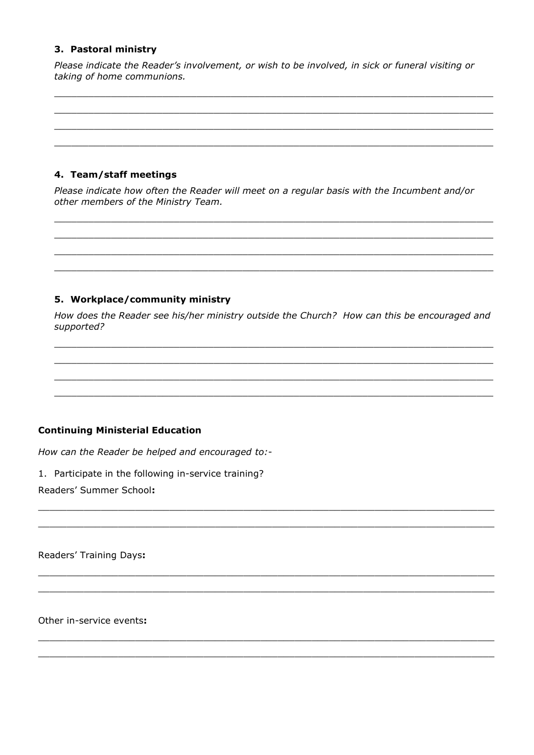### 3. Pastoral ministry

*Please indicate the Reader's involvement, or wish to be involved, in sick or funeral visiting or taking of home communions.*

\_\_\_\_\_\_\_\_\_\_\_\_\_\_\_\_\_\_\_\_\_\_\_\_\_\_\_\_\_\_\_\_\_\_\_\_\_\_\_\_\_\_\_\_\_\_\_\_\_\_\_\_\_\_\_\_\_\_\_\_\_\_\_\_\_\_\_\_\_\_\_\_\_\_

\_\_\_\_\_\_\_\_\_\_\_\_\_\_\_\_\_\_\_\_\_\_\_\_\_\_\_\_\_\_\_\_\_\_\_\_\_\_\_\_\_\_\_\_\_\_\_\_\_\_\_\_\_\_\_\_\_\_\_\_\_\_\_\_\_\_\_\_\_\_\_\_\_\_

\_\_\_\_\_\_\_\_\_\_\_\_\_\_\_\_\_\_\_\_\_\_\_\_\_\_\_\_\_\_\_\_\_\_\_\_\_\_\_\_\_\_\_\_\_\_\_\_\_\_\_\_\_\_\_\_\_\_\_\_\_\_\_\_\_\_\_\_\_\_\_\_\_\_

\_\_\_\_\_\_\_\_\_\_\_\_\_\_\_\_\_\_\_\_\_\_\_\_\_\_\_\_\_\_\_\_\_\_\_\_\_\_\_\_\_\_\_\_\_\_\_\_\_\_\_\_\_\_\_\_\_\_\_\_\_\_\_\_\_\_\_\_\_\_\_\_\_\_

### 4. Team/staff meetings

*Please indicate how often the Reader will meet on a regular basis with the Incumbent and/or other members of the Ministry Team.*

\_\_\_\_\_\_\_\_\_\_\_\_\_\_\_\_\_\_\_\_\_\_\_\_\_\_\_\_\_\_\_\_\_\_\_\_\_\_\_\_\_\_\_\_\_\_\_\_\_\_\_\_\_\_\_\_\_\_\_\_\_\_\_\_\_\_\_\_\_\_\_\_\_\_

\_\_\_\_\_\_\_\_\_\_\_\_\_\_\_\_\_\_\_\_\_\_\_\_\_\_\_\_\_\_\_\_\_\_\_\_\_\_\_\_\_\_\_\_\_\_\_\_\_\_\_\_\_\_\_\_\_\_\_\_\_\_\_\_\_\_\_\_\_\_\_\_\_\_

\_\_\_\_\_\_\_\_\_\_\_\_\_\_\_\_\_\_\_\_\_\_\_\_\_\_\_\_\_\_\_\_\_\_\_\_\_\_\_\_\_\_\_\_\_\_\_\_\_\_\_\_\_\_\_\_\_\_\_\_\_\_\_\_\_\_\_\_\_\_\_\_\_\_

\_\_\_\_\_\_\_\_\_\_\_\_\_\_\_\_\_\_\_\_\_\_\_\_\_\_\_\_\_\_\_\_\_\_\_\_\_\_\_\_\_\_\_\_\_\_\_\_\_\_\_\_\_\_\_\_\_\_\_\_\_\_\_\_\_\_\_\_\_\_\_\_\_\_

### 5. Workplace/community ministry

*How does the Reader see his/her ministry outside the Church? How can this be encouraged and supported?*

\_\_\_\_\_\_\_\_\_\_\_\_\_\_\_\_\_\_\_\_\_\_\_\_\_\_\_\_\_\_\_\_\_\_\_\_\_\_\_\_\_\_\_\_\_\_\_\_\_\_\_\_\_\_\_\_\_\_\_\_\_\_\_\_\_\_\_\_\_\_\_\_\_\_

\_\_\_\_\_\_\_\_\_\_\_\_\_\_\_\_\_\_\_\_\_\_\_\_\_\_\_\_\_\_\_\_\_\_\_\_\_\_\_\_\_\_\_\_\_\_\_\_\_\_\_\_\_\_\_\_\_\_\_\_\_\_\_\_\_\_\_\_\_\_\_\_\_\_

\_\_\_\_\_\_\_\_\_\_\_\_\_\_\_\_\_\_\_\_\_\_\_\_\_\_\_\_\_\_\_\_\_\_\_\_\_\_\_\_\_\_\_\_\_\_\_\_\_\_\_\_\_\_\_\_\_\_\_\_\_\_\_\_\_\_\_\_\_\_\_\_\_\_

\_\_\_\_\_\_\_\_\_\_\_\_\_\_\_\_\_\_\_\_\_\_\_\_\_\_\_\_\_\_\_\_\_\_\_\_\_\_\_\_\_\_\_\_\_\_\_\_\_\_\_\_\_\_\_\_\_\_\_\_\_\_\_\_\_\_\_\_\_\_\_\_\_\_

## Continuing Ministerial Education

*How can the Reader be helped and encouraged to:-*

1. Participate in the following in-service training?

Readers' Summer School**:**

\_\_\_\_\_\_\_\_\_\_\_\_\_\_\_\_\_\_\_\_\_\_\_\_\_\_\_\_\_\_\_\_\_\_\_\_\_\_\_\_\_\_\_\_\_\_\_\_\_\_\_\_\_\_\_\_\_\_\_\_\_\_\_\_\_\_\_\_\_\_\_\_\_\_

\_\_\_\_\_\_\_\_\_\_\_\_\_\_\_\_\_\_\_\_\_\_\_\_\_\_\_\_\_\_\_\_\_\_\_\_\_\_\_\_\_\_\_\_\_\_\_\_\_\_\_\_\_\_\_\_\_\_\_\_\_\_\_\_\_\_\_\_\_\_\_\_\_\_

Readers' Training Days**:**

\_\_\_\_\_\_\_\_\_\_\_\_\_\_\_\_\_\_\_\_\_\_\_\_\_\_\_\_\_\_\_\_\_\_\_\_\_\_\_\_\_\_\_\_\_\_\_\_\_\_\_\_\_\_\_\_\_\_\_\_\_\_\_\_\_\_\_\_\_\_\_\_\_\_

\_\_\_\_\_\_\_\_\_\_\_\_\_\_\_\_\_\_\_\_\_\_\_\_\_\_\_\_\_\_\_\_\_\_\_\_\_\_\_\_\_\_\_\_\_\_\_\_\_\_\_\_\_\_\_\_\_\_\_\_\_\_\_\_\_\_\_\_\_\_\_\_\_\_

Other in-service events**:**

\_\_\_\_\_\_\_\_\_\_\_\_\_\_\_\_\_\_\_\_\_\_\_\_\_\_\_\_\_\_\_\_\_\_\_\_\_\_\_\_\_\_\_\_\_\_\_\_\_\_\_\_\_\_\_\_\_\_\_\_\_\_\_\_\_\_\_\_\_\_\_\_\_\_

\_\_\_\_\_\_\_\_\_\_\_\_\_\_\_\_\_\_\_\_\_\_\_\_\_\_\_\_\_\_\_\_\_\_\_\_\_\_\_\_\_\_\_\_\_\_\_\_\_\_\_\_\_\_\_\_\_\_\_\_\_\_\_\_\_\_\_\_\_\_\_\_\_\_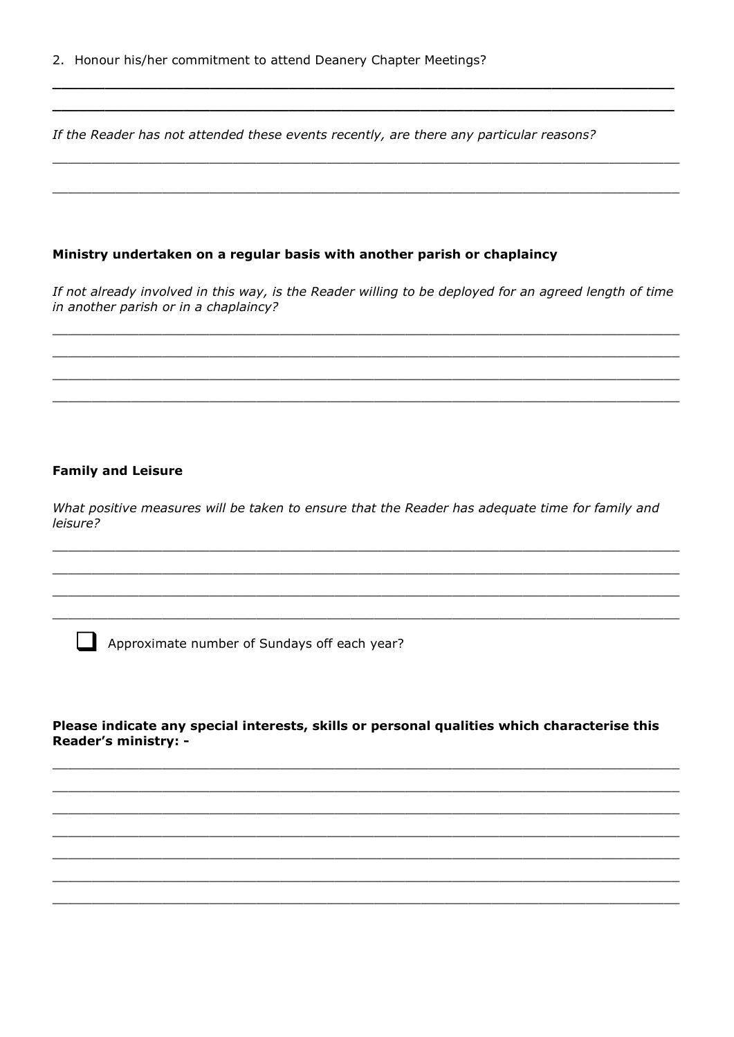2. Honour his/her commitment to attend Deanery Chapter Meetings?

_______________________________________________________________________________

_______________________________________________________________________________

*If the Reader has not attended these events recently, are there any particular reasons?*

_______________________________________________________________________________

_______________________________________________________________________________

**Ministry undertaken on a regular basis with another parish or chaplaincy**

*If not already involved in this way, is the Reader willing to be deployed for an agreed length of time in another parish or in a chaplaincy?*

_______________________________________________________________________________

_______________________________________________________________________________

_______________________________________________________________________________

_______________________________________________________________________________

**Family and Leisure**

*What positive measures will be taken to ensure that the Reader has adequate time for family and leisure?*

_______________________________________________________________________________

_______________________________________________________________________________

_______________________________________________________________________________

_______________________________________________________________________________

☐ Approximate number of Sundays off each year?

**Please indicate any special interests, skills or personal qualities which characterise this Reader's ministry: -**

_______________________________________________________________________________

_______________________________________________________________________________

_______________________________________________________________________________

_______________________________________________________________________________

_______________________________________________________________________________

_______________________________________________________________________________

_______________________________________________________________________________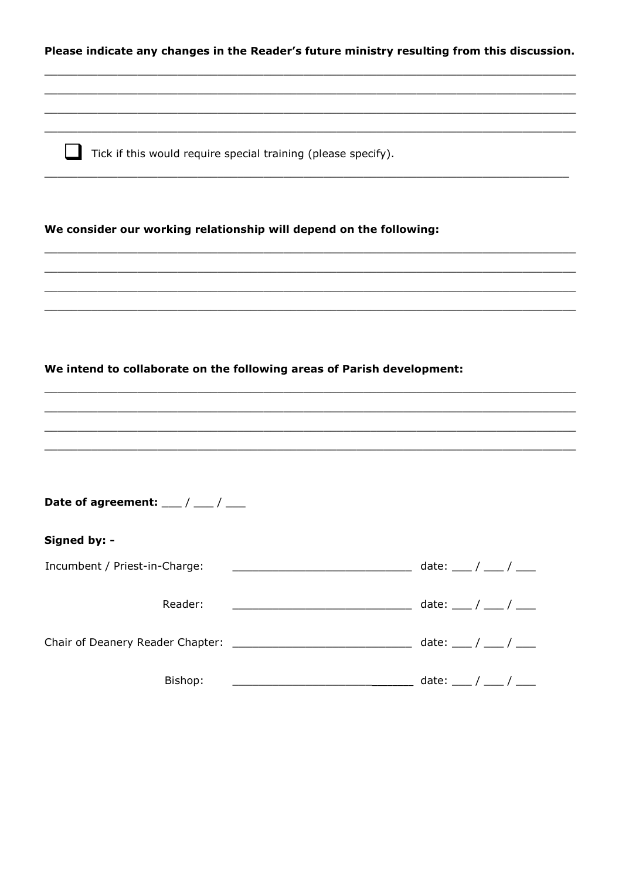**Please indicate any changes in the Reader's future ministry resulting from this discussion.**

________________________________________________________________________________

________________________________________________________________________________

________________________________________________________________________________

________________________________________________________________________________

☐ Tick if this would require special training (please specify).

________________________________________________________________________________

**We consider our working relationship will depend on the following:**

________________________________________________________________________________

________________________________________________________________________________

________________________________________________________________________________

________________________________________________________________________________

**We intend to collaborate on the following areas of Parish development:**

________________________________________________________________________________

________________________________________________________________________________

________________________________________________________________________________

________________________________________________________________________________

**Date of agreement:** ___ / ___ / ___

**Signed by: -**

Incumbent / Priest-in-Charge: ___________________________ date: ___ / ___ / ___

Reader: ___________________________ date: ___ / ___ / ___

Chair of Deanery Reader Chapter: ___________________________ date: ___ / ___ / ___

Bishop: ___________________________ date: ___ / ___ / ___